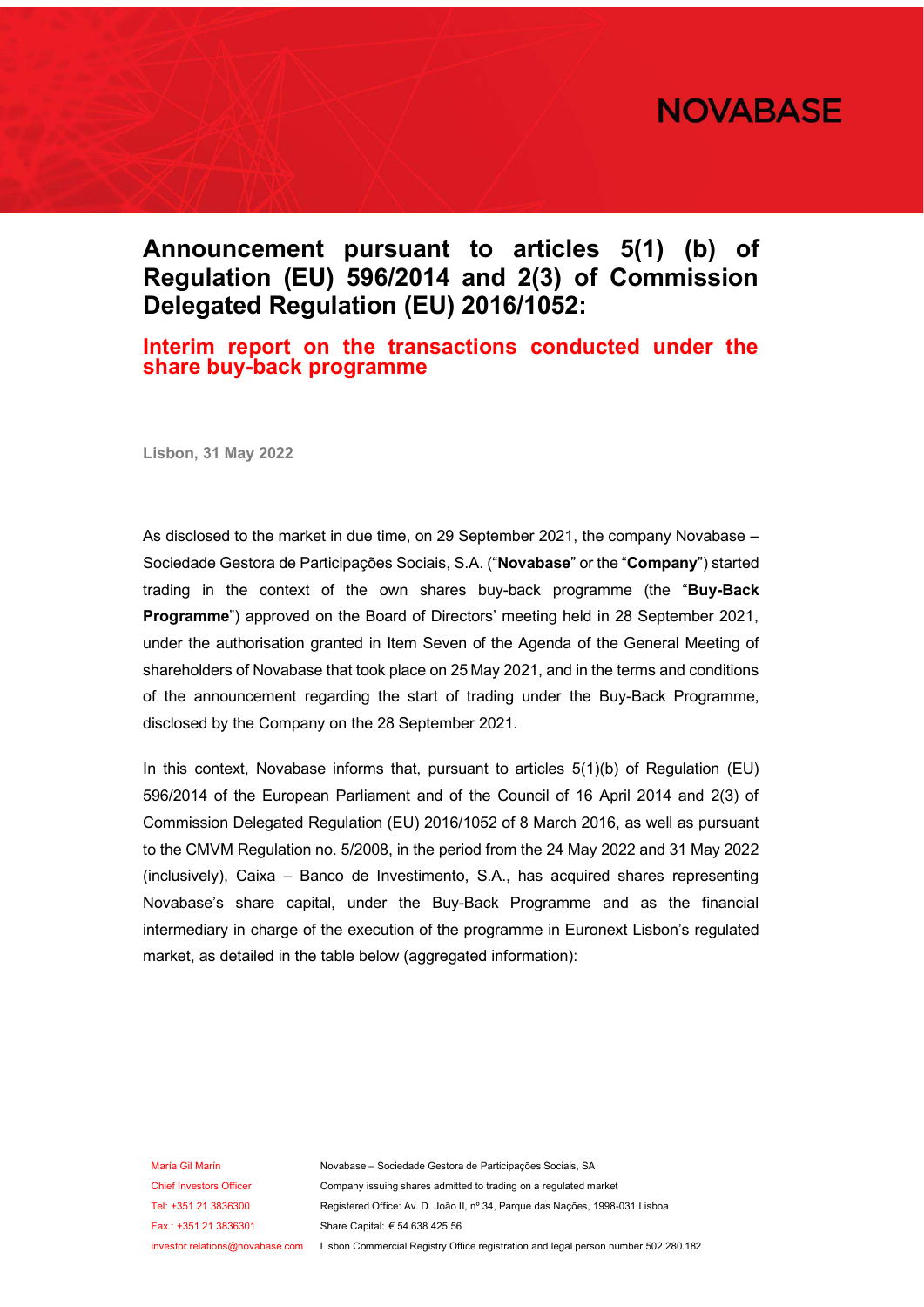# Announcement pursuant to articles 5(1) (b) of Regulation (EU) 596/2014 and 2(3) of Commission Delegated Regulation (EU) 2016/1052:

## Interim report on the transactions conducted under the share buy-back programme

**Lisbon, 31 May 2022**

As disclosed to the market in due time, on 29 September 2021, the company Novabase – Sociedade Gestora de Participações Sociais, S.A. ("**Novabase**" or the "**Company**") started trading in the context of the own shares buy-back programme (the "**Buy-Back Programme**") approved on the Board of Directors' meeting held in 28 September 2021, under the authorisation granted in Item Seven of the Agenda of the General Meeting of shareholders of Novabase that took place on 25 May 2021, and in the terms and conditions of the announcement regarding the start of trading under the Buy-Back Programme, disclosed by the Company on the 28 September 2021.

In this context, Novabase informs that, pursuant to articles 5(1)(b) of Regulation (EU) 596/2014 of the European Parliament and of the Council of 16 April 2014 and 2(3) of Commission Delegated Regulation (EU) 2016/1052 of 8 March 2016, as well as pursuant to the CMVM Regulation no. 5/2008, in the period from the 24 May 2022 and 31 May 2022 (inclusively), Caixa – Banco de Investimento, S.A., has acquired shares representing Novabase's share capital, under the Buy-Back Programme and as the financial intermediary in charge of the execution of the programme in Euronext Lisbon's regulated market, as detailed in the table below (aggregated information):

Maria Gil Marín
Chief Investors Officer
Tel: +351 21 3836300
Fax.: +351 21 3836301
investor.relations@novabase.com

Novabase – Sociedade Gestora de Participações Sociais, SA
Company issuing shares admitted to trading on a regulated market
Registered Office: Av. D. João II, nº 34, Parque das Nações, 1998-031 Lisboa
Share Capital: € 54.638.425,56
Lisbon Commercial Registry Office registration and legal person number 502.280.182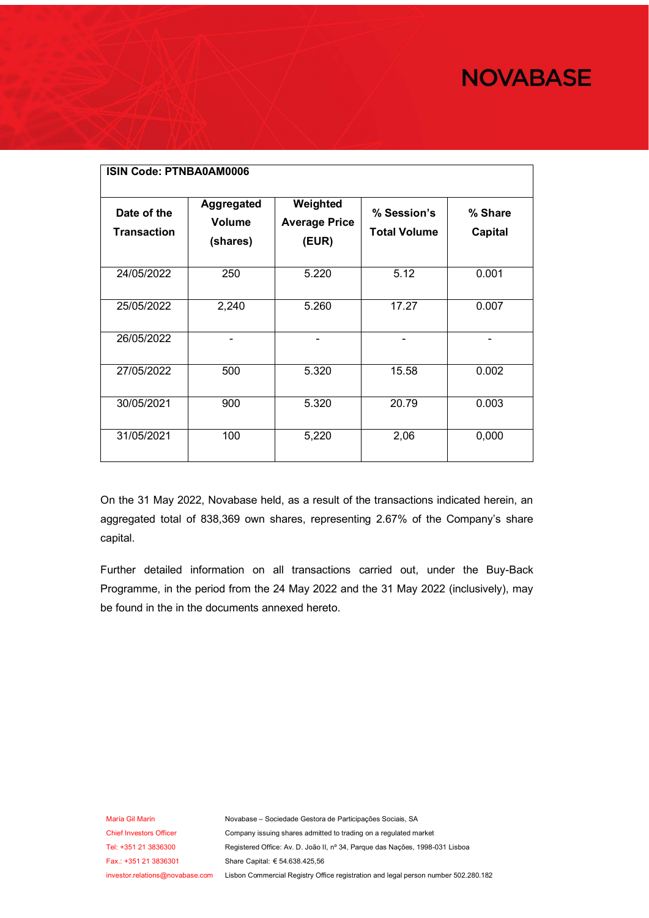| ISIN Code: PTNBA0AM0006 | | | | |
|---|---|---|---|---|
| **Date of the Transaction** | **Aggregated Volume (shares)** | **Weighted Average Price (EUR)** | **% Session's Total Volume** | **% Share Capital** |
| 24/05/2022 | 250 | 5.220 | 5.12 | 0.001 |
| 25/05/2022 | 2,240 | 5.260 | 17.27 | 0.007 |
| 26/05/2022 | - | - | - | - |
| 27/05/2022 | 500 | 5.320 | 15.58 | 0.002 |
| 30/05/2021 | 900 | 5.320 | 20.79 | 0.003 |
| 31/05/2021 | 100 | 5,220 | 2,06 | 0,000 |

On the 31 May 2022, Novabase held, as a result of the transactions indicated herein, an aggregated total of 838,369 own shares, representing 2.67% of the Company's share capital.

Further detailed information on all transactions carried out, under the Buy-Back Programme, in the period from the 24 May 2022 and the 31 May 2022 (inclusively), may be found in the in the documents annexed hereto.

Maria Gil Marín
Chief Investors Officer
Tel: +351 21 3836300
Fax.: +351 21 3836301
investor.relations@novabase.com

Novabase – Sociedade Gestora de Participações Sociais, SA
Company issuing shares admitted to trading on a regulated market
Registered Office: Av. D. João II, nº 34, Parque das Nações, 1998-031 Lisboa
Share Capital: € 54.638.425,56
Lisbon Commercial Registry Office registration and legal person number 502.280.182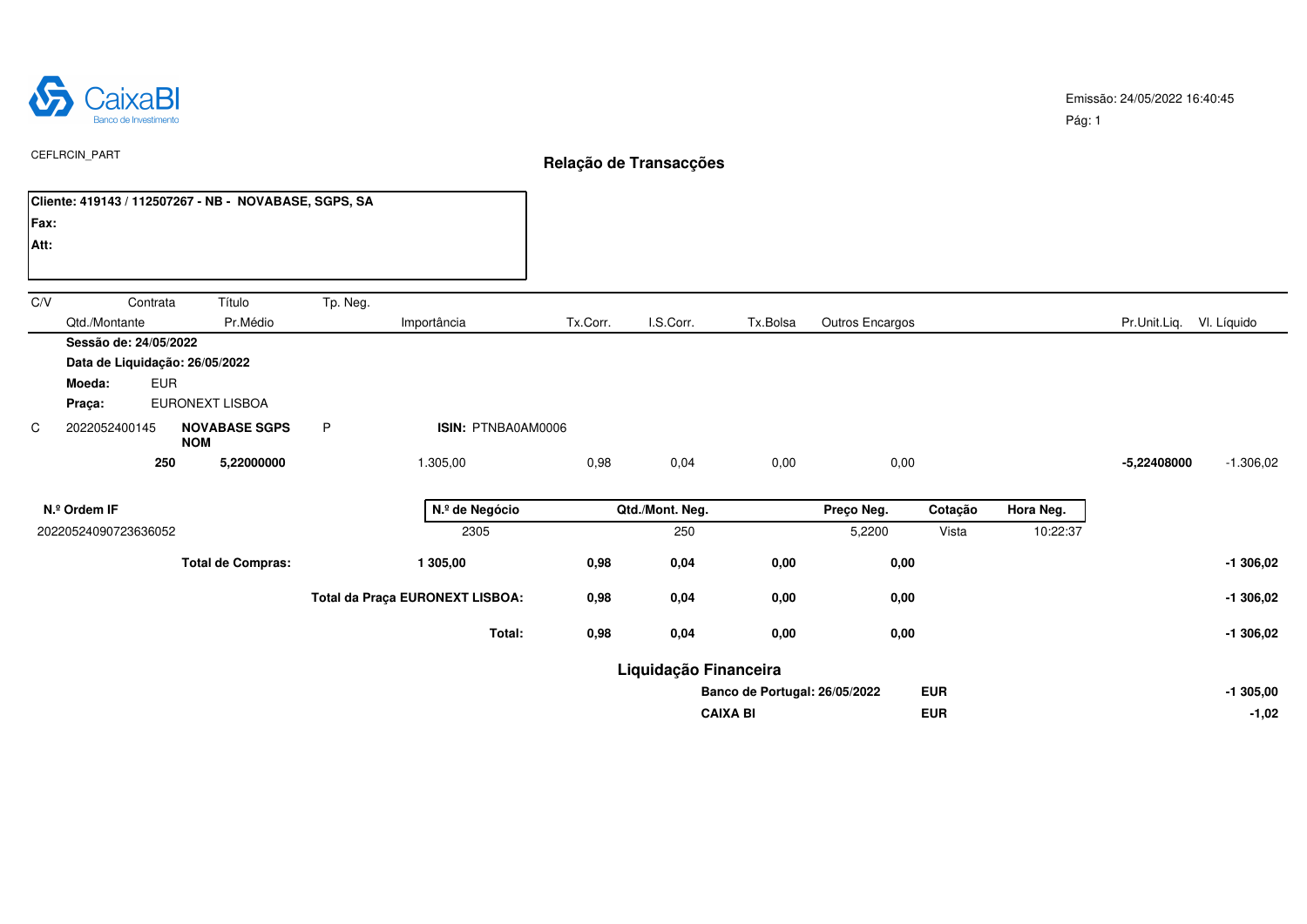CaixaBI
Banco de Investimento

Emissão: 24/05/2022 16:40:45
Pág: 1

CEFLRCIN_PART

## Relação de Transacções

**Cliente: 419143 / 112507267 - NB - NOVABASE, SGPS, SA**
**Fax:**
**Att:**

| C/V | Contrata / Qtd./Montante | Título / Pr.Médio | Tp. Neg. | Importância | Tx.Corr. | I.S.Corr. | Tx.Bolsa | Outros Encargos | Pr.Unit.Liq. | Vl. Líquido |
|---|---|---|---|---|---|---|---|---|---|---|
| | **Sessão de: 24/05/2022** | | | | | | | | | |
| | **Data de Liquidação: 26/05/2022** | | | | | | | | | |
| | **Moeda:** EUR | | | | | | | | | |
| | **Praça:** EURONEXT LISBOA | | | | | | | | | |
| C | 2022052400145 | **NOVABASE SGPS NOM** | P | **ISIN:** PTNBA0AM0006 | | | | | | |
| | **250** | **5,22000000** | | 1.305,00 | 0,98 | 0,04 | 0,00 | 0,00 | **-5,22408000** | -1.306,02 |

| N.º Ordem IF | N.º de Negócio | Qtd./Mont. Neg. | Preço Neg. | Cotação | Hora Neg. |
|---|---|---|---|---|---|
| 20220524090723636052 | 2305 | 250 | 5,2200 | Vista | 10:22:37 |

| | Importância | Tx.Corr. | I.S.Corr. | Tx.Bolsa | Outros Encargos | Vl. Líquido |
|---|---|---|---|---|---|---|
| **Total de Compras:** | **1 305,00** | **0,98** | **0,04** | **0,00** | **0,00** | **-1 306,02** |
| **Total da Praça EURONEXT LISBOA:** | | **0,98** | **0,04** | **0,00** | **0,00** | **-1 306,02** |
| **Total:** | | **0,98** | **0,04** | **0,00** | **0,00** | **-1 306,02** |

### Liquidação Financeira

| | Moeda | Valor |
|---|---|---|
| **Banco de Portugal: 26/05/2022** | **EUR** | **-1 305,00** |
| **CAIXA BI** | **EUR** | **-1,02** |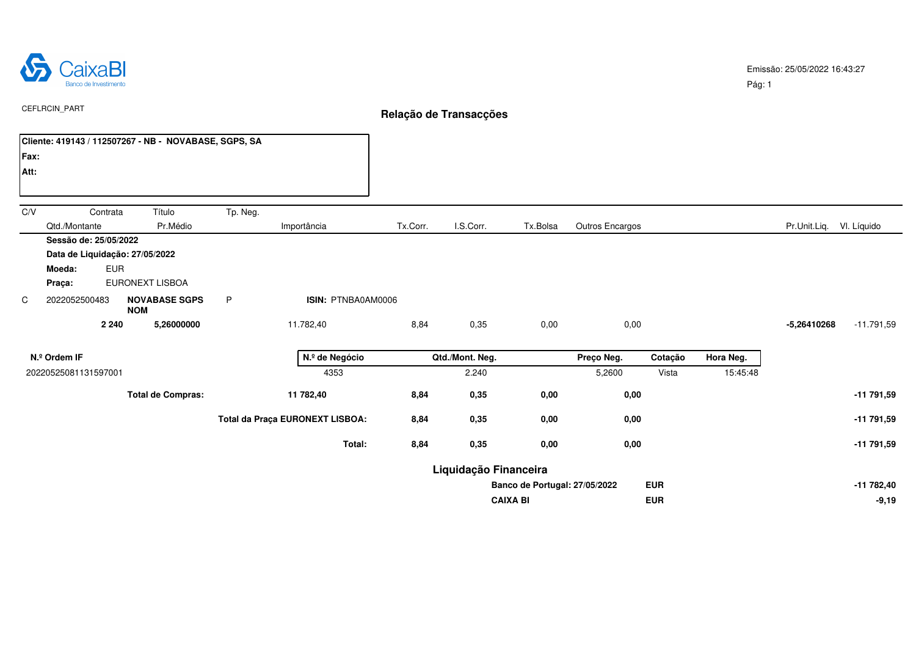CaixaBI
Banco de Investimento

Emissão: 25/05/2022 16:43:27

CEFLRCIN_PART

# Relação de Transacções

**Cliente: 419143 / 112507267 - NB - NOVABASE, SGPS, SA**
**Fax:**
**Att:**

| C/V | Contrata | Título | Tp. Neg. | | | | | | | |
|---|---|---|---|---|---|---|---|---|---|---|
| | Qtd./Montante | Pr.Médio | Importância | Tx.Corr. | I.S.Corr. | Tx.Bolsa | Outros Encargos | | Pr.Unit.Liq. | Vl. Líquido |

**Sessão de: 25/05/2022**
**Data de Liquidação: 27/05/2022**
**Moeda:** EUR
**Praça:** EURONEXT LISBOA

| C/V | Contrata | Título | Tp. Neg. | | | | | | | |
|---|---|---|---|---|---|---|---|---|---|---|
| C | 2022052500483 | **NOVABASE SGPS NOM** | P | **ISIN:** PTNBA0AM0006 | | | | | | |
| | **2 240** | **5,26000000** | | 11.782,40 | 8,84 | 0,35 | 0,00 | 0,00 | **-5,26410268** | -11.791,59 |

| N.º Ordem IF | N.º de Negócio | Qtd./Mont. Neg. | Preço Neg. | Cotação | Hora Neg. |
|---|---|---|---|---|---|
| 20220525081131597001 | 4353 | 2.240 | 5,2600 | Vista | 15:45:48 |

| | Importância | Tx.Corr. | I.S.Corr. | Tx.Bolsa | Outros Encargos | Vl. Líquido |
|---|---|---|---|---|---|---|
| **Total de Compras:** | **11 782,40** | **8,84** | **0,35** | **0,00** | **0,00** | **-11 791,59** |
| **Total da Praça EURONEXT LISBOA:** | | **8,84** | **0,35** | **0,00** | **0,00** | **-11 791,59** |
| **Total:** | | **8,84** | **0,35** | **0,00** | **0,00** | **-11 791,59** |

## Liquidação Financeira

| | | |
|---|---|---|
| **Banco de Portugal: 27/05/2022** | **EUR** | **-11 782,40** |
| **CAIXA BI** | **EUR** | **-9,19** |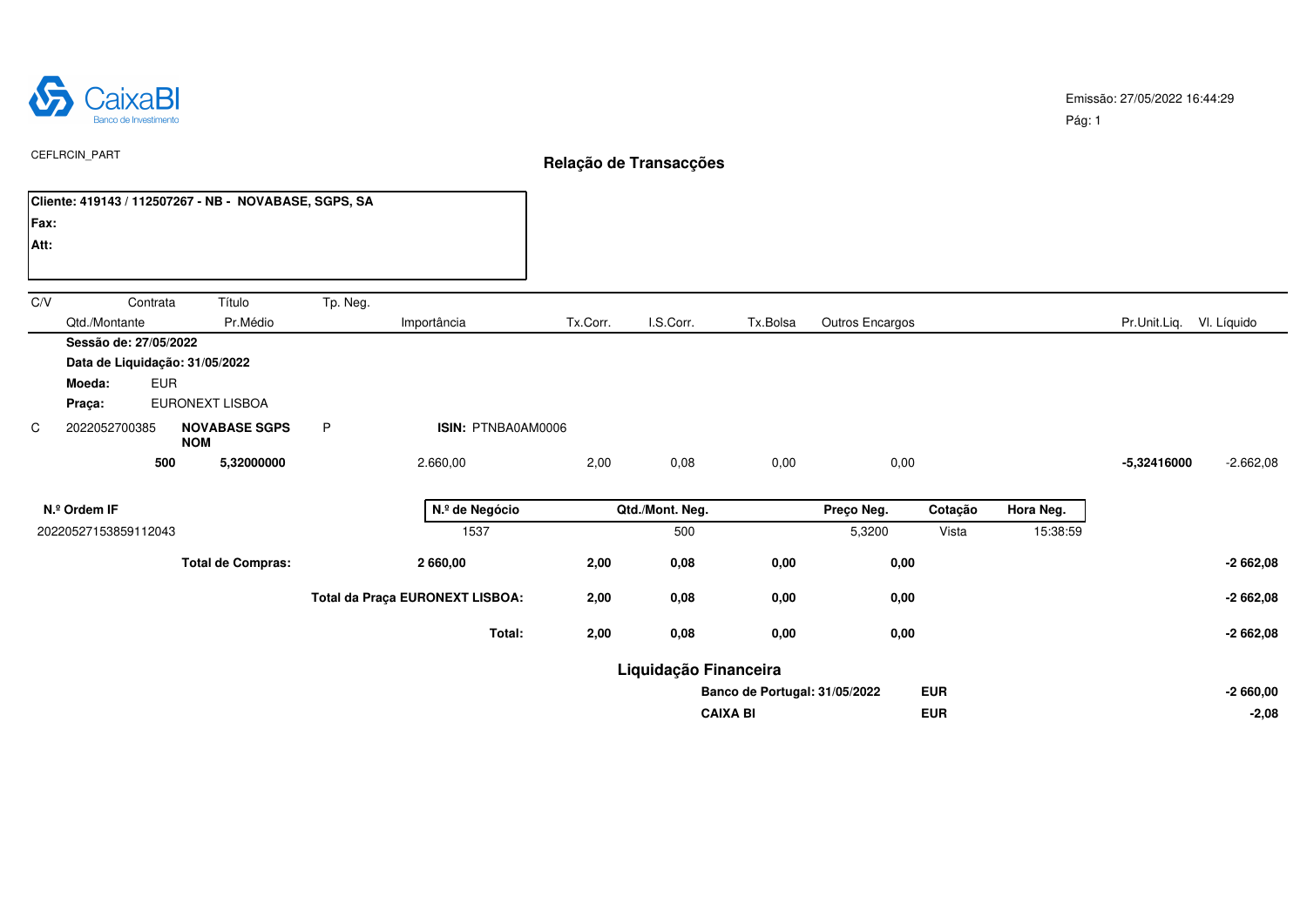CaixaBI
Banco de Investimento

Emissão: 27/05/2022 16:44:29

Pág: 1

CEFLRCIN_PART

# Relação de Transacções

**Cliente: 419143 / 112507267 - NB - NOVABASE, SGPS, SA**
**Fax:**
**Att:**

| C/V | Contrata | Título | Tp. Neg. | | | | | | | |
|---|---|---|---|---|---|---|---|---|---|---|
| | Qtd./Montante | Pr.Médio | | Importância | Tx.Corr. | I.S.Corr. | Tx.Bolsa | Outros Encargos | Pr.Unit.Liq. | Vl. Líquido |
| | **Sessão de: 27/05/2022** | | | | | | | | | |
| | **Data de Liquidação: 31/05/2022** | | | | | | | | | |
| | **Moeda:** EUR | | | | | | | | | |
| | **Praça:** EURONEXT LISBOA | | | | | | | | | |
| C | 2022052700385 | **NOVABASE SGPS NOM** | P | **ISIN:** PTNBA0AM0006 | | | | | | |
| | **500** | **5,32000000** | | 2.660,00 | 2,00 | 0,08 | 0,00 | 0,00 | **-5,32416000** | -2.662,08 |

| N.º Ordem IF | N.º de Negócio | Qtd./Mont. Neg. | Preço Neg. | Cotação | Hora Neg. |
|---|---|---|---|---|---|
| 20220527153859112043 | 1537 | 500 | 5,3200 | Vista | 15:38:59 |

| | Importância | Tx.Corr. | I.S.Corr. | Tx.Bolsa | Outros Encargos | Vl. Líquido |
|---|---|---|---|---|---|---|
| **Total de Compras:** | **2 660,00** | **2,00** | **0,08** | **0,00** | **0,00** | **-2 662,08** |
| **Total da Praça EURONEXT LISBOA:** | | **2,00** | **0,08** | **0,00** | **0,00** | **-2 662,08** |
| **Total:** | | **2,00** | **0,08** | **0,00** | **0,00** | **-2 662,08** |

## Liquidação Financeira

| | Moeda | Valor |
|---|---|---|
| **Banco de Portugal: 31/05/2022** | **EUR** | **-2 660,00** |
| **CAIXA BI** | **EUR** | **-2,08** |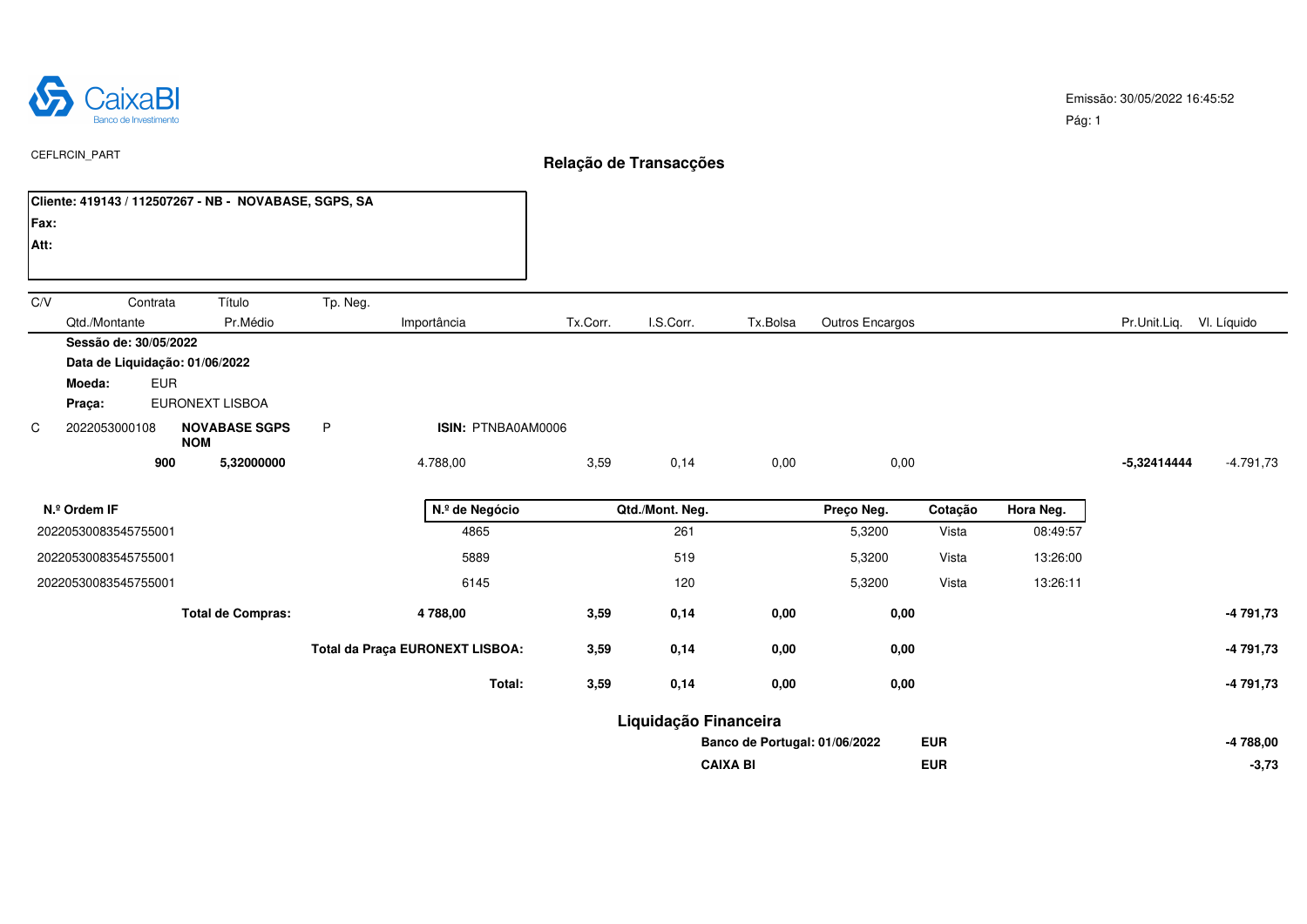CaixaBI
Banco de Investimento

Emissão: 30/05/2022 16:45:52

CEFLRCIN_PART

# Relação de Transacções

**Cliente: 419143 / 112507267 - NB - NOVABASE, SGPS, SA**
**Fax:**
**Att:**

| C/V | Contrata | Título | Tp. Neg. | | | | | | Pr.Unit.Liq. | Vl. Líquido |
|---|---|---|---|---|---|---|---|---|---|---|
| | Qtd./Montante | Pr.Médio | | Importância | Tx.Corr. | I.S.Corr. | Tx.Bolsa | Outros Encargos | | |
| | **Sessão de: 30/05/2022** | | | | | | | | | |
| | **Data de Liquidação: 01/06/2022** | | | | | | | | | |
| | **Moeda:** EUR | | | | | | | | | |
| | **Praça:** EURONEXT LISBOA | | | | | | | | | |
| C | 2022053000108 | **NOVABASE SGPS NOM** | P | **ISIN:** PTNBA0AM0006 | | | | | | |
| | **900** | **5,32000000** | | 4.788,00 | 3,59 | 0,14 | 0,00 | 0,00 | **-5,32414444** | -4.791,73 |

| N.º Ordem IF | N.º de Negócio | Qtd./Mont. Neg. | Preço Neg. | Cotação | Hora Neg. |
|---|---|---|---|---|---|
| 20220530083545755001 | 4865 | 261 | 5,3200 | Vista | 08:49:57 |
| 20220530083545755001 | 5889 | 519 | 5,3200 | Vista | 13:26:00 |
| 20220530083545755001 | 6145 | 120 | 5,3200 | Vista | 13:26:11 |

| | Importância | Tx.Corr. | I.S.Corr. | Tx.Bolsa | Outros Encargos | Vl. Líquido |
|---|---|---|---|---|---|---|
| **Total de Compras:** | **4 788,00** | **3,59** | **0,14** | **0,00** | **0,00** | **-4 791,73** |
| **Total da Praça EURONEXT LISBOA:** | | **3,59** | **0,14** | **0,00** | **0,00** | **-4 791,73** |
| **Total:** | | **3,59** | **0,14** | **0,00** | **0,00** | **-4 791,73** |

## Liquidação Financeira

| | | |
|---|---|---|
| **Banco de Portugal: 01/06/2022** | **EUR** | **-4 788,00** |
| **CAIXA BI** | **EUR** | **-3,73** |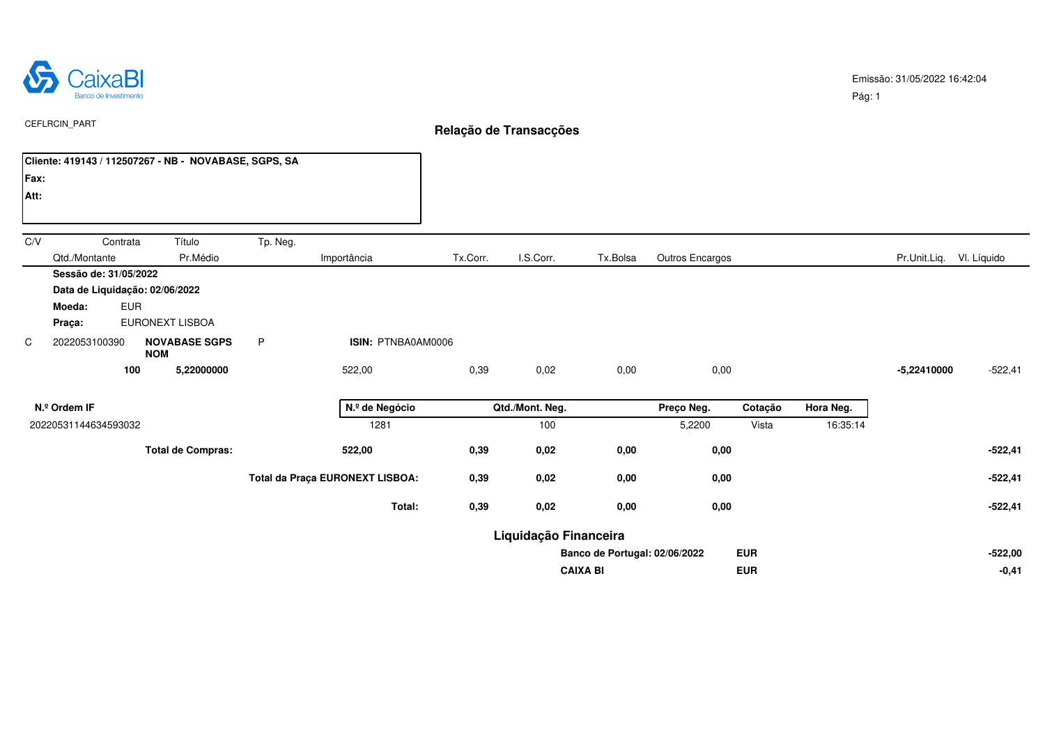CaixaBI
Banco de Investimento

Emissão: 31/05/2022 16:42:04

Pág: 1

CEFLRCIN_PART

## Relação de Transacções

**Cliente: 419143 / 112507267 - NB - NOVABASE, SGPS, SA**
**Fax:**
**Att:**

| C/V | Contrata | Título | Tp. Neg. | | | | | | | |
|---|---|---|---|---|---|---|---|---|---|---|
| | Qtd./Montante | Pr.Médio | | Importância | Tx.Corr. | I.S.Corr. | Tx.Bolsa | Outros Encargos | Pr.Unit.Liq. | Vl. Líquido |
| | **Sessão de: 31/05/2022** | | | | | | | | | |
| | **Data de Liquidação: 02/06/2022** | | | | | | | | | |
| | **Moeda:** EUR | | | | | | | | | |
| | **Praça:** EURONEXT LISBOA | | | | | | | | | |
| C | 2022053100390 | **NOVABASE SGPS NOM** | P | **ISIN:** PTNBA0AM0006 | | | | | | |
| | **100** | **5,22000000** | | 522,00 | 0,39 | 0,02 | 0,00 | 0,00 | **-5,22410000** | -522,41 |

| N.º Ordem IF | N.º de Negócio | Qtd./Mont. Neg. | Preço Neg. | Cotação | Hora Neg. |
|---|---|---|---|---|---|
| 20220531144634593032 | 1281 | 100 | 5,2200 | Vista | 16:35:14 |

| | Importância | Tx.Corr. | I.S.Corr. | Tx.Bolsa | Outros Encargos | Vl. Líquido |
|---|---|---|---|---|---|---|
| **Total de Compras:** | **522,00** | **0,39** | **0,02** | **0,00** | **0,00** | **-522,41** |
| **Total da Praça EURONEXT LISBOA:** | | **0,39** | **0,02** | **0,00** | **0,00** | **-522,41** |
| **Total:** | | **0,39** | **0,02** | **0,00** | **0,00** | **-522,41** |

### Liquidação Financeira

| | | |
|---|---|---|
| **Banco de Portugal: 02/06/2022** | **EUR** | **-522,00** |
| **CAIXA BI** | **EUR** | **-0,41** |